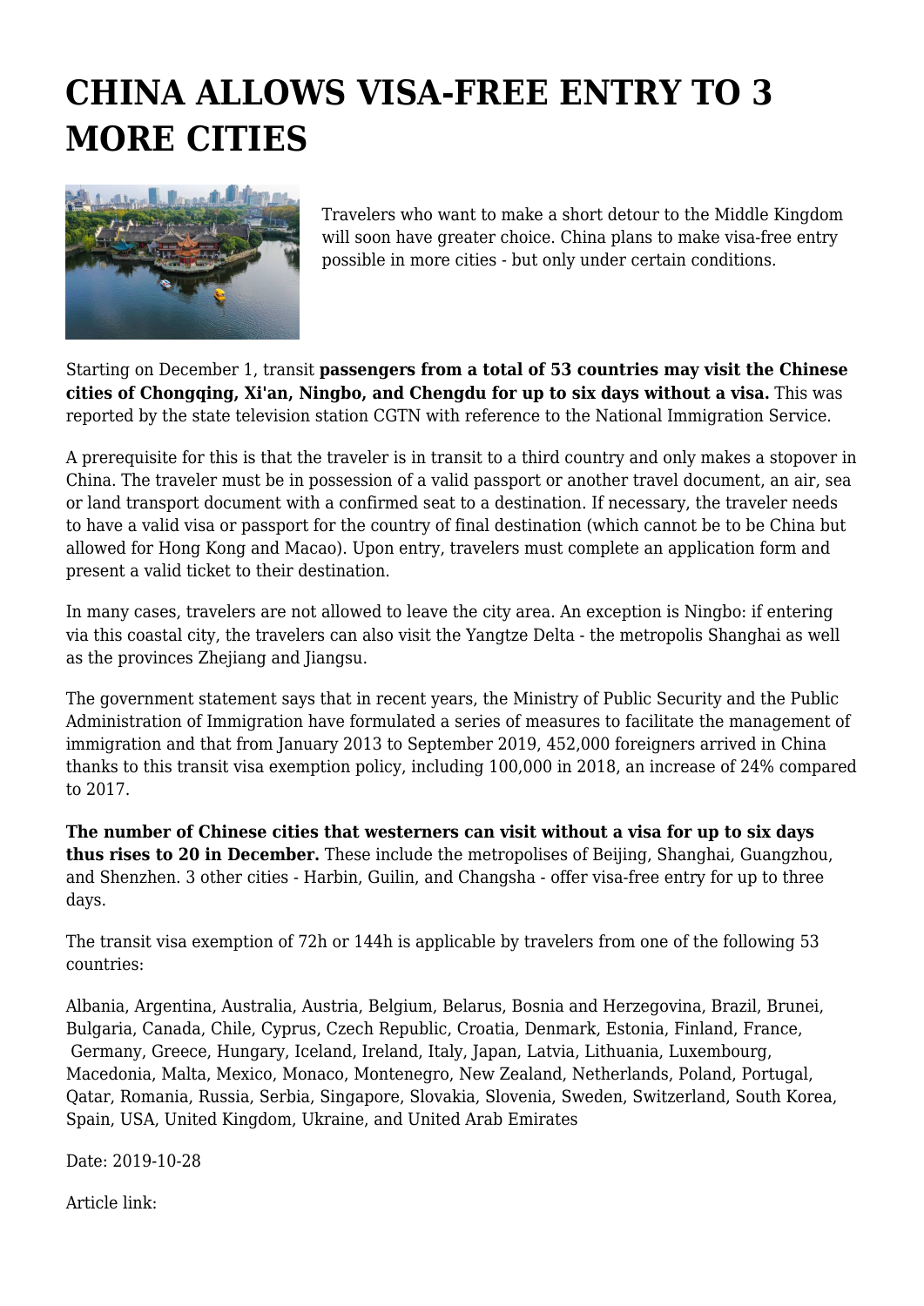# CHINA ALLOWS VISA-FREE ENTRY TO 3 MORE CITIES

Travelers who want to make a short detour to the Middle Kingdom will soon have greater choice. China plans to make visa-free entry possible in more cities - but only under certain conditions.

Starting on December 1, transit **passengers from a total of 53 countries may visit the Chinese cities of Chongqing, Xi'an, Ningbo, and Chengdu for up to six days without a visa.** This was reported by the state television station CGTN with reference to the National Immigration Service.

A prerequisite for this is that the traveler is in transit to a third country and only makes a stopover in China. The traveler must be in possession of a valid passport or another travel document, an air, sea or land transport document with a confirmed seat to a destination. If necessary, the traveler needs to have a valid visa or passport for the country of final destination (which cannot be to be China but allowed for Hong Kong and Macao). Upon entry, travelers must complete an application form and present a valid ticket to their destination.

In many cases, travelers are not allowed to leave the city area. An exception is Ningbo: if entering via this coastal city, the travelers can also visit the Yangtze Delta - the metropolis Shanghai as well as the provinces Zhejiang and Jiangsu.

The government statement says that in recent years, the Ministry of Public Security and the Public Administration of Immigration have formulated a series of measures to facilitate the management of immigration and that from January 2013 to September 2019, 452,000 foreigners arrived in China thanks to this transit visa exemption policy, including 100,000 in 2018, an increase of 24% compared to 2017.

**The number of Chinese cities that westerners can visit without a visa for up to six days thus rises to 20 in December.** These include the metropolises of Beijing, Shanghai, Guangzhou, and Shenzhen. 3 other cities - Harbin, Guilin, and Changsha - offer visa-free entry for up to three days.

The transit visa exemption of 72h or 144h is applicable by travelers from one of the following 53 countries:

Albania, Argentina, Australia, Austria, Belgium, Belarus, Bosnia and Herzegovina, Brazil, Brunei, Bulgaria, Canada, Chile, Cyprus, Czech Republic, Croatia, Denmark, Estonia, Finland, France, Germany, Greece, Hungary, Iceland, Ireland, Italy, Japan, Latvia, Lithuania, Luxembourg, Macedonia, Malta, Mexico, Monaco, Montenegro, New Zealand, Netherlands, Poland, Portugal, Qatar, Romania, Russia, Serbia, Singapore, Slovakia, Slovenia, Sweden, Switzerland, South Korea, Spain, USA, United Kingdom, Ukraine, and United Arab Emirates

Date: 2019-10-28

Article link: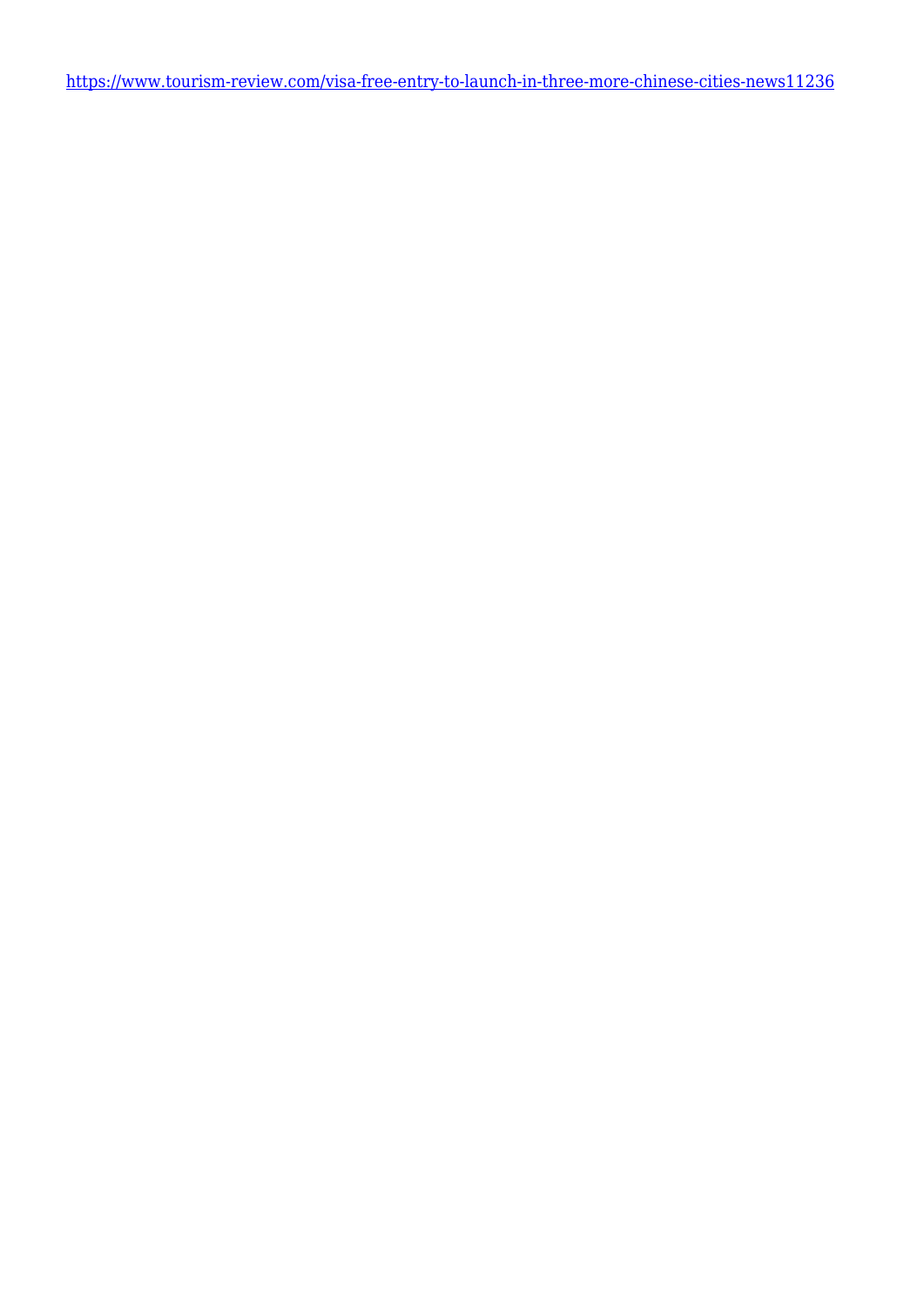https://www.tourism-review.com/visa-free-entry-to-launch-in-three-more-chinese-cities-news11236